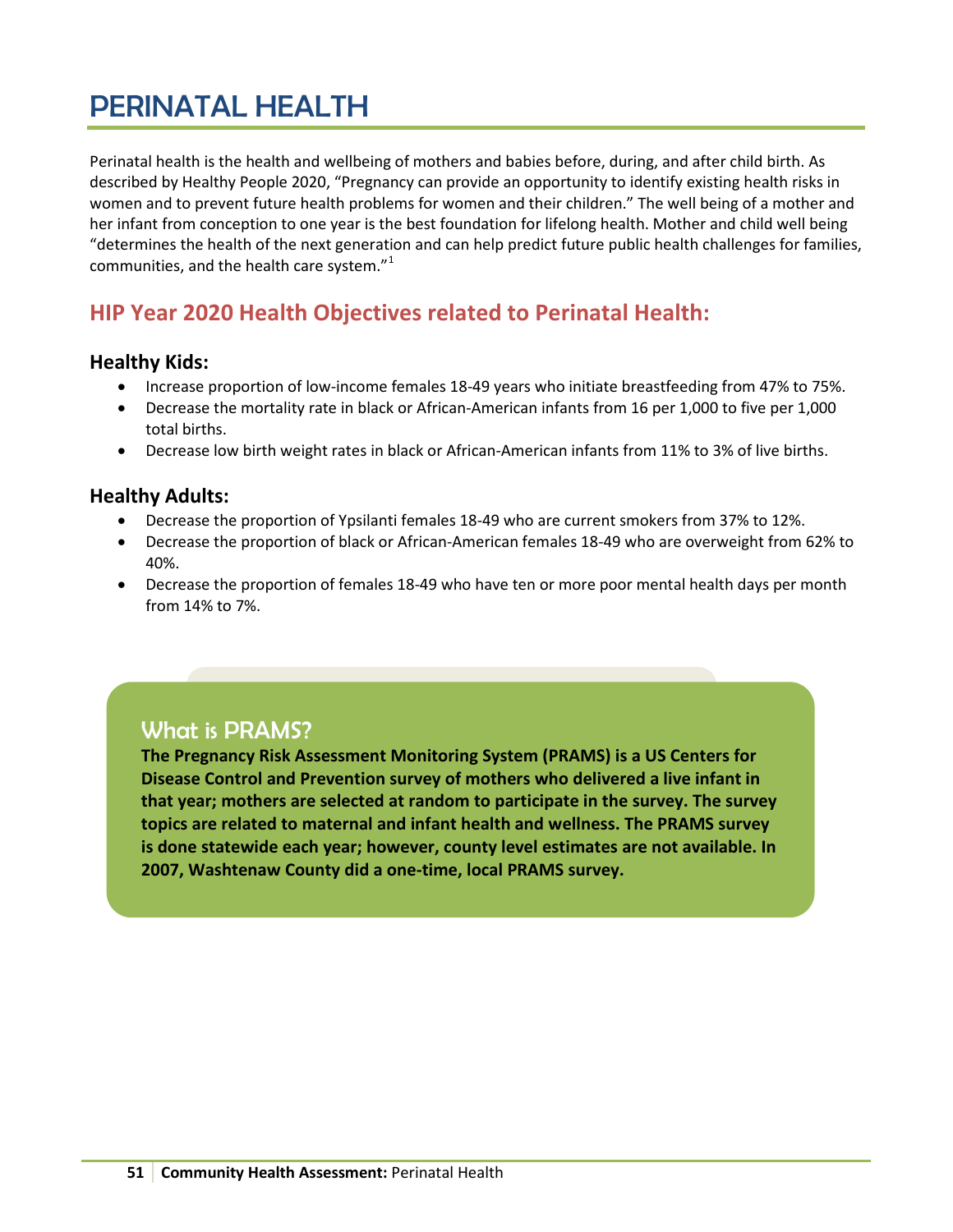# PERINATAL HEALTH

Perinatal health is the health and wellbeing of mothers and babies before, during, and after child birth. As described by Healthy People 2020, "Pregnancy can provide an opportunity to identify existing health risks in women and to prevent future health problems for women and their children." The well being of a mother and her infant from conception to one year is the best foundation for lifelong health. Mother and child well being "determines the health of the next generation and can help predict future public health challenges for families, communities, and the health care system."[1]

## HIP Year 2020 Health Objectives related to Perinatal Health:

### Healthy Kids:

- Increase proportion of low-income females 18-49 years who initiate breastfeeding from 47% to 75%.
- Decrease the mortality rate in black or African-American infants from 16 per 1,000 to five per 1,000 total births.
- Decrease low birth weight rates in black or African-American infants from 11% to 3% of live births.

### Healthy Adults:

- Decrease the proportion of Ypsilanti females 18-49 who are current smokers from 37% to 12%.
- Decrease the proportion of black or African-American females 18-49 who are overweight from 62% to 40%.
- Decrease the proportion of females 18-49 who have ten or more poor mental health days per month from 14% to 7%.

### What is PRAMS?

**The Pregnancy Risk Assessment Monitoring System (PRAMS) is a US Centers for Disease Control and Prevention survey of mothers who delivered a live infant in that year; mothers are selected at random to participate in the survey. The survey topics are related to maternal and infant health and wellness. The PRAMS survey is done statewide each year; however, county level estimates are not available. In 2007, Washtenaw County did a one-time, local PRAMS survey.**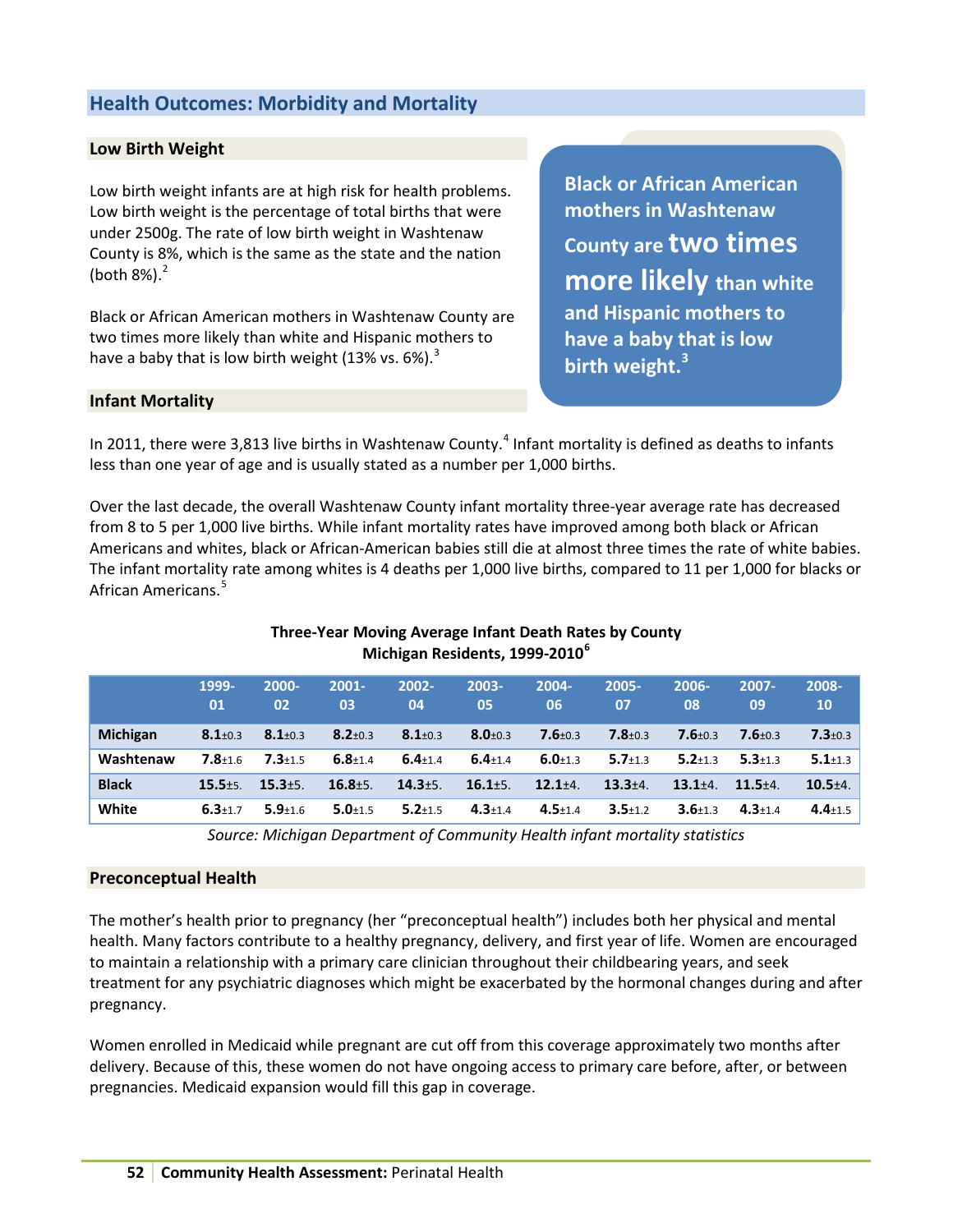## Health Outcomes: Morbidity and Mortality

### Low Birth Weight

Low birth weight infants are at high risk for health problems. Low birth weight is the percentage of total births that were under 2500g. The rate of low birth weight in Washtenaw County is 8%, which is the same as the state and the nation (both 8%).[2]

Black or African American mothers in Washtenaw County are two times more likely than white and Hispanic mothers to have a baby that is low birth weight (13% vs. 6%).[3]

**Black or African American mothers in Washtenaw County are two times more likely than white and Hispanic mothers to have a baby that is low birth weight.[3]**

### Infant Mortality

In 2011, there were 3,813 live births in Washtenaw County.[4] Infant mortality is defined as deaths to infants less than one year of age and is usually stated as a number per 1,000 births.

Over the last decade, the overall Washtenaw County infant mortality three-year average rate has decreased from 8 to 5 per 1,000 live births. While infant mortality rates have improved among both black or African Americans and whites, black or African-American babies still die at almost three times the rate of white babies. The infant mortality rate among whites is 4 deaths per 1,000 live births, compared to 11 per 1,000 for blacks or African Americans.[5]

**Three-Year Moving Average Infant Death Rates by County**
**Michigan Residents, 1999-2010[6]**

| | 1999-01 | 2000-02 | 2001-03 | 2002-04 | 2003-05 | 2004-06 | 2005-07 | 2006-08 | 2007-09 | 2008-10 |
|---|---|---|---|---|---|---|---|---|---|---|
| **Michigan** | **8.1**±0.3 | **8.1**±0.3 | **8.2**±0.3 | **8.1**±0.3 | **8.0**±0.3 | **7.6**±0.3 | **7.8**±0.3 | **7.6**±0.3 | **7.6**±0.3 | **7.3**±0.3 |
| **Washtenaw** | **7.8**±1.6 | **7.3**±1.5 | **6.8**±1.4 | **6.4**±1.4 | **6.4**±1.4 | **6.0**±1.3 | **5.7**±1.3 | **5.2**±1.3 | **5.3**±1.3 | **5.1**±1.3 |
| **Black** | **15.5**±5. | **15.3**±5. | **16.8**±5. | **14.3**±5. | **16.1**±5. | **12.1**±4. | **13.3**±4. | **13.1**±4. | **11.5**±4. | **10.5**±4. |
| **White** | **6.3**±1.7 | **5.9**±1.6 | **5.0**±1.5 | **5.2**±1.5 | **4.3**±1.4 | **4.5**±1.4 | **3.5**±1.2 | **3.6**±1.3 | **4.3**±1.4 | **4.4**±1.5 |

*Source: Michigan Department of Community Health infant mortality statistics*

### Preconceptual Health

The mother's health prior to pregnancy (her "preconceptual health") includes both her physical and mental health. Many factors contribute to a healthy pregnancy, delivery, and first year of life. Women are encouraged to maintain a relationship with a primary care clinician throughout their childbearing years, and seek treatment for any psychiatric diagnoses which might be exacerbated by the hormonal changes during and after pregnancy.

Women enrolled in Medicaid while pregnant are cut off from this coverage approximately two months after delivery. Because of this, these women do not have ongoing access to primary care before, after, or between pregnancies. Medicaid expansion would fill this gap in coverage.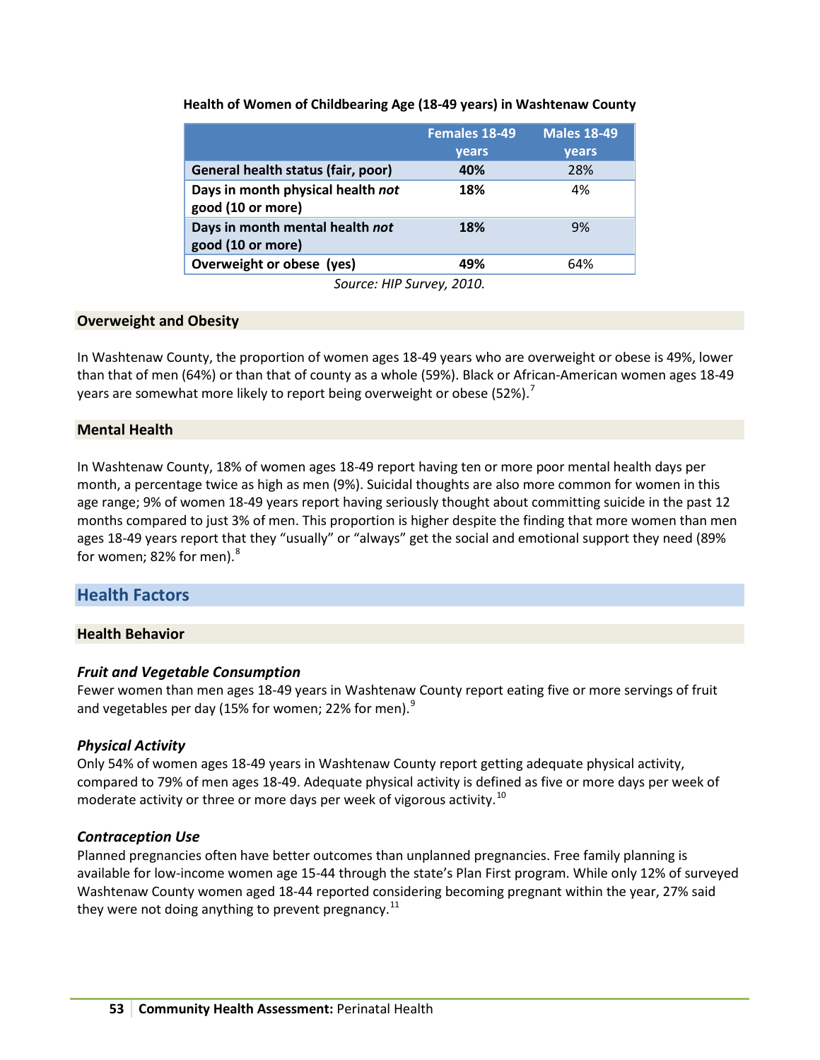**Health of Women of Childbearing Age (18-49 years) in Washtenaw County**

| | Females 18-49 years | Males 18-49 years |
|---|---|---|
| **General health status (fair, poor)** | **40%** | 28% |
| **Days in month physical health *not* good (10 or more)** | **18%** | 4% |
| **Days in month mental health *not* good (10 or more)** | **18%** | 9% |
| **Overweight or obese (yes)** | **49%** | 64% |

*Source: HIP Survey, 2010.*

### Overweight and Obesity

In Washtenaw County, the proportion of women ages 18-49 years who are overweight or obese is 49%, lower than that of men (64%) or than that of county as a whole (59%). Black or African-American women ages 18-49 years are somewhat more likely to report being overweight or obese (52%).[7]

### Mental Health

In Washtenaw County, 18% of women ages 18-49 report having ten or more poor mental health days per month, a percentage twice as high as men (9%). Suicidal thoughts are also more common for women in this age range; 9% of women 18-49 years report having seriously thought about committing suicide in the past 12 months compared to just 3% of men. This proportion is higher despite the finding that more women than men ages 18-49 years report that they "usually" or "always" get the social and emotional support they need (89% for women; 82% for men).[8]

## Health Factors

### Health Behavior

#### *Fruit and Vegetable Consumption*

Fewer women than men ages 18-49 years in Washtenaw County report eating five or more servings of fruit and vegetables per day (15% for women; 22% for men).[9]

#### *Physical Activity*

Only 54% of women ages 18-49 years in Washtenaw County report getting adequate physical activity, compared to 79% of men ages 18-49. Adequate physical activity is defined as five or more days per week of moderate activity or three or more days per week of vigorous activity.[10]

#### *Contraception Use*

Planned pregnancies often have better outcomes than unplanned pregnancies. Free family planning is available for low-income women age 15-44 through the state's Plan First program. While only 12% of surveyed Washtenaw County women aged 18-44 reported considering becoming pregnant within the year, 27% said they were not doing anything to prevent pregnancy.[11]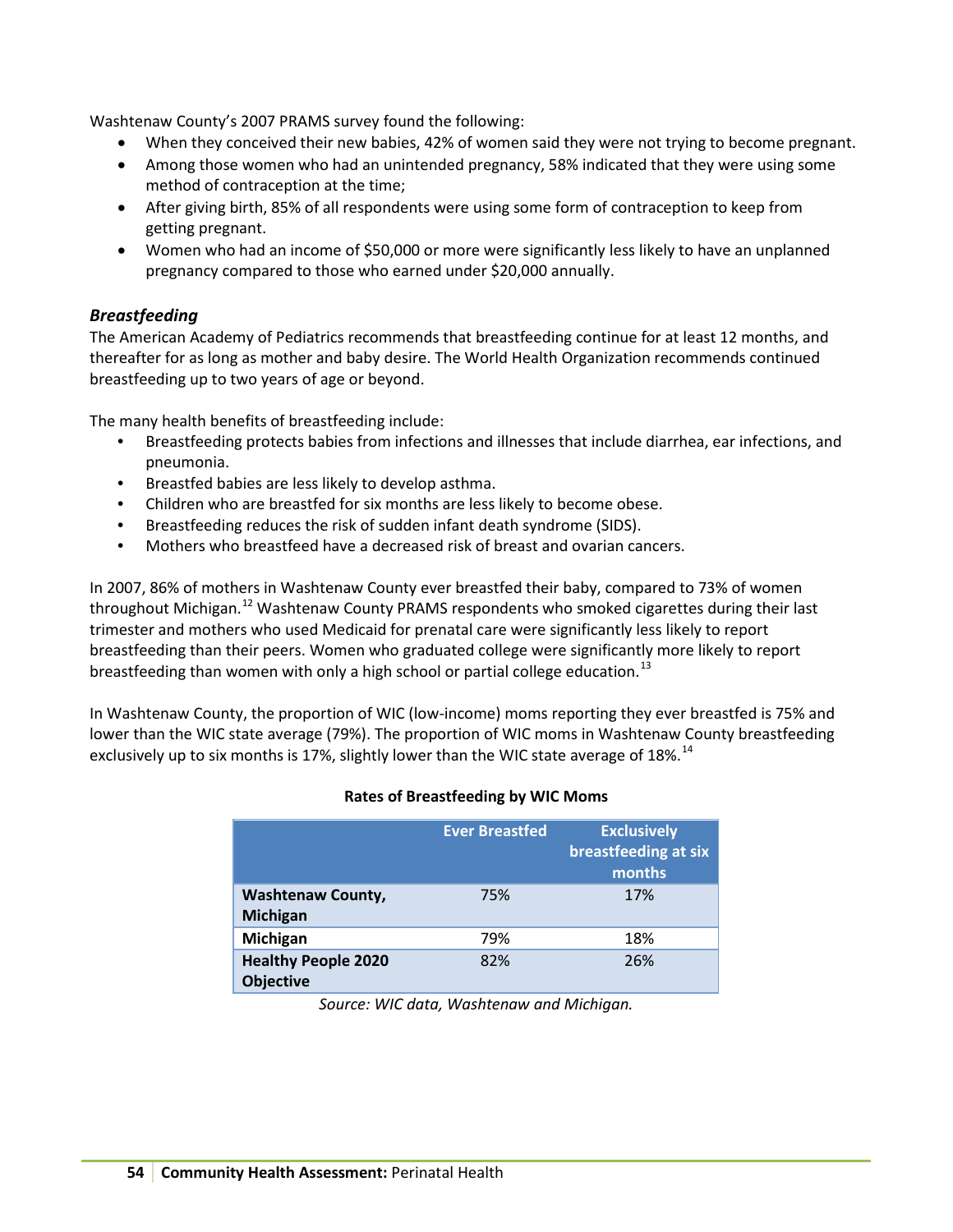Washtenaw County's 2007 PRAMS survey found the following:

- When they conceived their new babies, 42% of women said they were not trying to become pregnant.
- Among those women who had an unintended pregnancy, 58% indicated that they were using some method of contraception at the time;
- After giving birth, 85% of all respondents were using some form of contraception to keep from getting pregnant.
- Women who had an income of $50,000 or more were significantly less likely to have an unplanned pregnancy compared to those who earned under $20,000 annually.

### *Breastfeeding*

The American Academy of Pediatrics recommends that breastfeeding continue for at least 12 months, and thereafter for as long as mother and baby desire. The World Health Organization recommends continued breastfeeding up to two years of age or beyond.

The many health benefits of breastfeeding include:

- Breastfeeding protects babies from infections and illnesses that include diarrhea, ear infections, and pneumonia.
- Breastfed babies are less likely to develop asthma.
- Children who are breastfed for six months are less likely to become obese.
- Breastfeeding reduces the risk of sudden infant death syndrome (SIDS).
- Mothers who breastfeed have a decreased risk of breast and ovarian cancers.

In 2007, 86% of mothers in Washtenaw County ever breastfed their baby, compared to 73% of women throughout Michigan.[12] Washtenaw County PRAMS respondents who smoked cigarettes during their last trimester and mothers who used Medicaid for prenatal care were significantly less likely to report breastfeeding than their peers. Women who graduated college were significantly more likely to report breastfeeding than women with only a high school or partial college education.[13]

In Washtenaw County, the proportion of WIC (low-income) moms reporting they ever breastfed is 75% and lower than the WIC state average (79%). The proportion of WIC moms in Washtenaw County breastfeeding exclusively up to six months is 17%, slightly lower than the WIC state average of 18%.[14]

**Rates of Breastfeeding by WIC Moms**

| | Ever Breastfed | Exclusively breastfeeding at six months |
|---|---|---|
| **Washtenaw County, Michigan** | 75% | 17% |
| **Michigan** | 79% | 18% |
| **Healthy People 2020 Objective** | 82% | 26% |

*Source: WIC data, Washtenaw and Michigan.*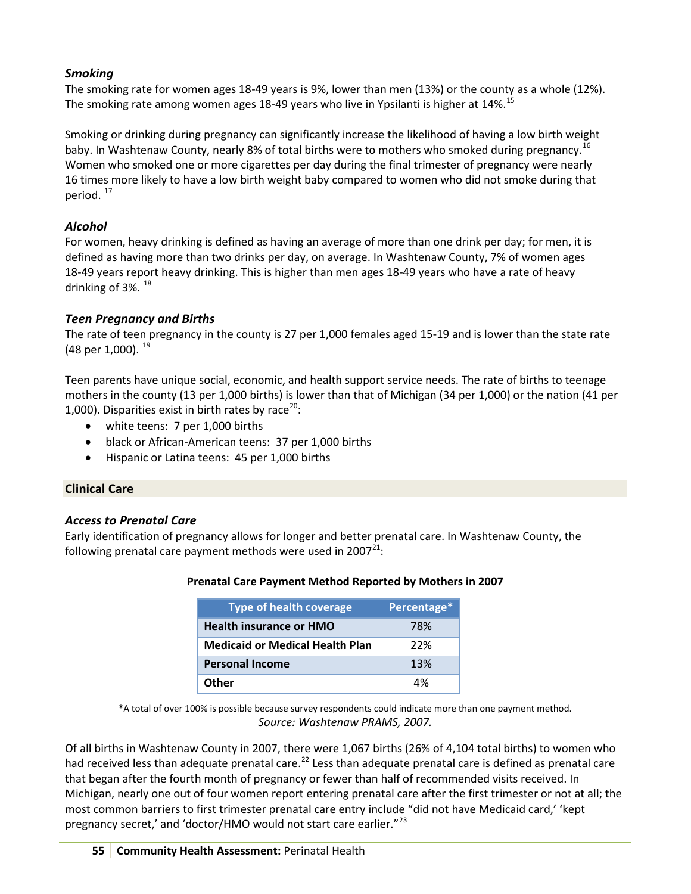### *Smoking*

The smoking rate for women ages 18-49 years is 9%, lower than men (13%) or the county as a whole (12%). The smoking rate among women ages 18-49 years who live in Ypsilanti is higher at 14%.[15]

Smoking or drinking during pregnancy can significantly increase the likelihood of having a low birth weight baby. In Washtenaw County, nearly 8% of total births were to mothers who smoked during pregnancy.[16] Women who smoked one or more cigarettes per day during the final trimester of pregnancy were nearly 16 times more likely to have a low birth weight baby compared to women who did not smoke during that period. [17]

### *Alcohol*

For women, heavy drinking is defined as having an average of more than one drink per day; for men, it is defined as having more than two drinks per day, on average. In Washtenaw County, 7% of women ages 18-49 years report heavy drinking. This is higher than men ages 18-49 years who have a rate of heavy drinking of 3%. [18]

### *Teen Pregnancy and Births*

The rate of teen pregnancy in the county is 27 per 1,000 females aged 15-19 and is lower than the state rate (48 per 1,000). [19]

Teen parents have unique social, economic, and health support service needs. The rate of births to teenage mothers in the county (13 per 1,000 births) is lower than that of Michigan (34 per 1,000) or the nation (41 per 1,000). Disparities exist in birth rates by race[20]:

- white teens: 7 per 1,000 births
- black or African-American teens: 37 per 1,000 births
- Hispanic or Latina teens: 45 per 1,000 births

## Clinical Care

### *Access to Prenatal Care*

Early identification of pregnancy allows for longer and better prenatal care. In Washtenaw County, the following prenatal care payment methods were used in 2007[21]:

**Prenatal Care Payment Method Reported by Mothers in 2007**

| Type of health coverage | Percentage* |
|---|---|
| **Health insurance or HMO** | 78% |
| **Medicaid or Medical Health Plan** | 22% |
| **Personal Income** | 13% |
| **Other** | 4% |

*A total of over 100% is possible because survey respondents could indicate more than one payment method.
*Source: Washtenaw PRAMS, 2007.*

Of all births in Washtenaw County in 2007, there were 1,067 births (26% of 4,104 total births) to women who had received less than adequate prenatal care.[22] Less than adequate prenatal care is defined as prenatal care that began after the fourth month of pregnancy or fewer than half of recommended visits received. In Michigan, nearly one out of four women report entering prenatal care after the first trimester or not at all; the most common barriers to first trimester prenatal care entry include "did not have Medicaid card,' 'kept pregnancy secret,' and 'doctor/HMO would not start care earlier."[23]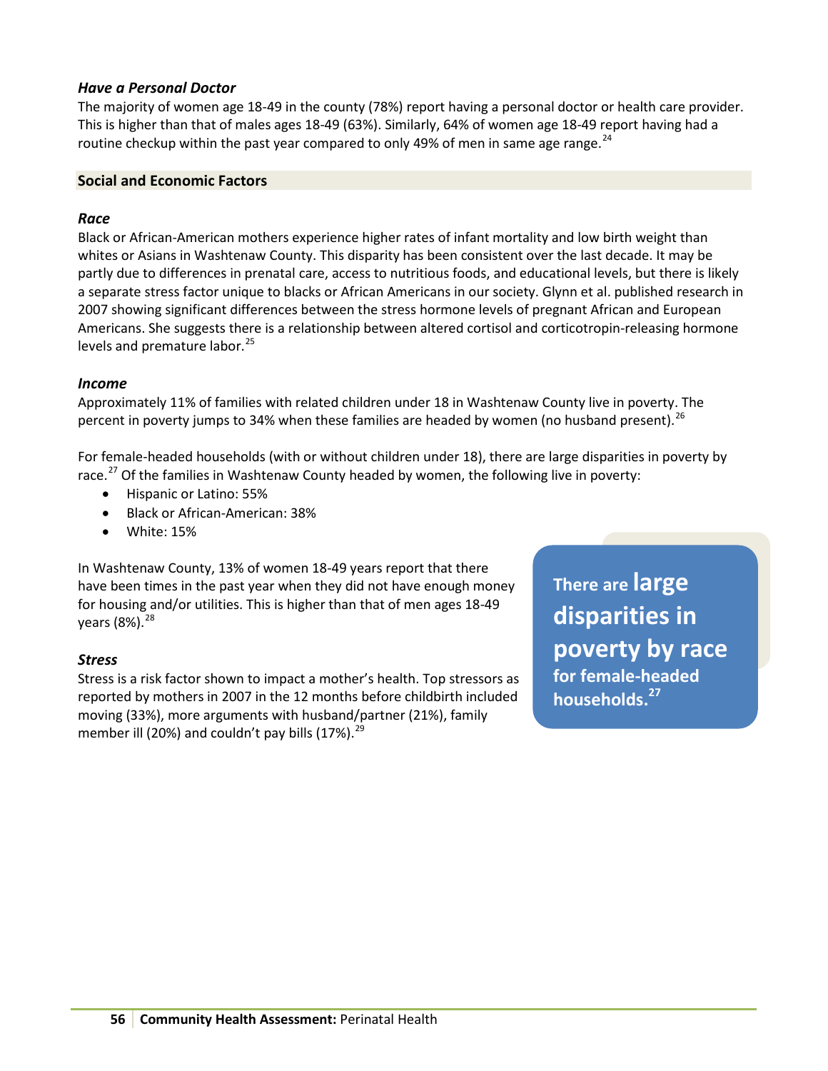### *Have a Personal Doctor*

The majority of women age 18-49 in the county (78%) report having a personal doctor or health care provider. This is higher than that of males ages 18-49 (63%). Similarly, 64% of women age 18-49 report having had a routine checkup within the past year compared to only 49% of men in same age range.[24]

## Social and Economic Factors

### *Race*

Black or African-American mothers experience higher rates of infant mortality and low birth weight than whites or Asians in Washtenaw County. This disparity has been consistent over the last decade. It may be partly due to differences in prenatal care, access to nutritious foods, and educational levels, but there is likely a separate stress factor unique to blacks or African Americans in our society. Glynn et al. published research in 2007 showing significant differences between the stress hormone levels of pregnant African and European Americans. She suggests there is a relationship between altered cortisol and corticotropin-releasing hormone levels and premature labor.[25]

### *Income*

Approximately 11% of families with related children under 18 in Washtenaw County live in poverty. The percent in poverty jumps to 34% when these families are headed by women (no husband present).[26]

For female-headed households (with or without children under 18), there are large disparities in poverty by race.[27] Of the families in Washtenaw County headed by women, the following live in poverty:

- Hispanic or Latino: 55%
- Black or African-American: 38%
- White: 15%

In Washtenaw County, 13% of women 18-49 years report that there have been times in the past year when they did not have enough money for housing and/or utilities. This is higher than that of men ages 18-49 years (8%).[28]

**There are large disparities in poverty by race for female-headed households.[27]**

### *Stress*

Stress is a risk factor shown to impact a mother's health. Top stressors as reported by mothers in 2007 in the 12 months before childbirth included moving (33%), more arguments with husband/partner (21%), family member ill (20%) and couldn't pay bills (17%).[29]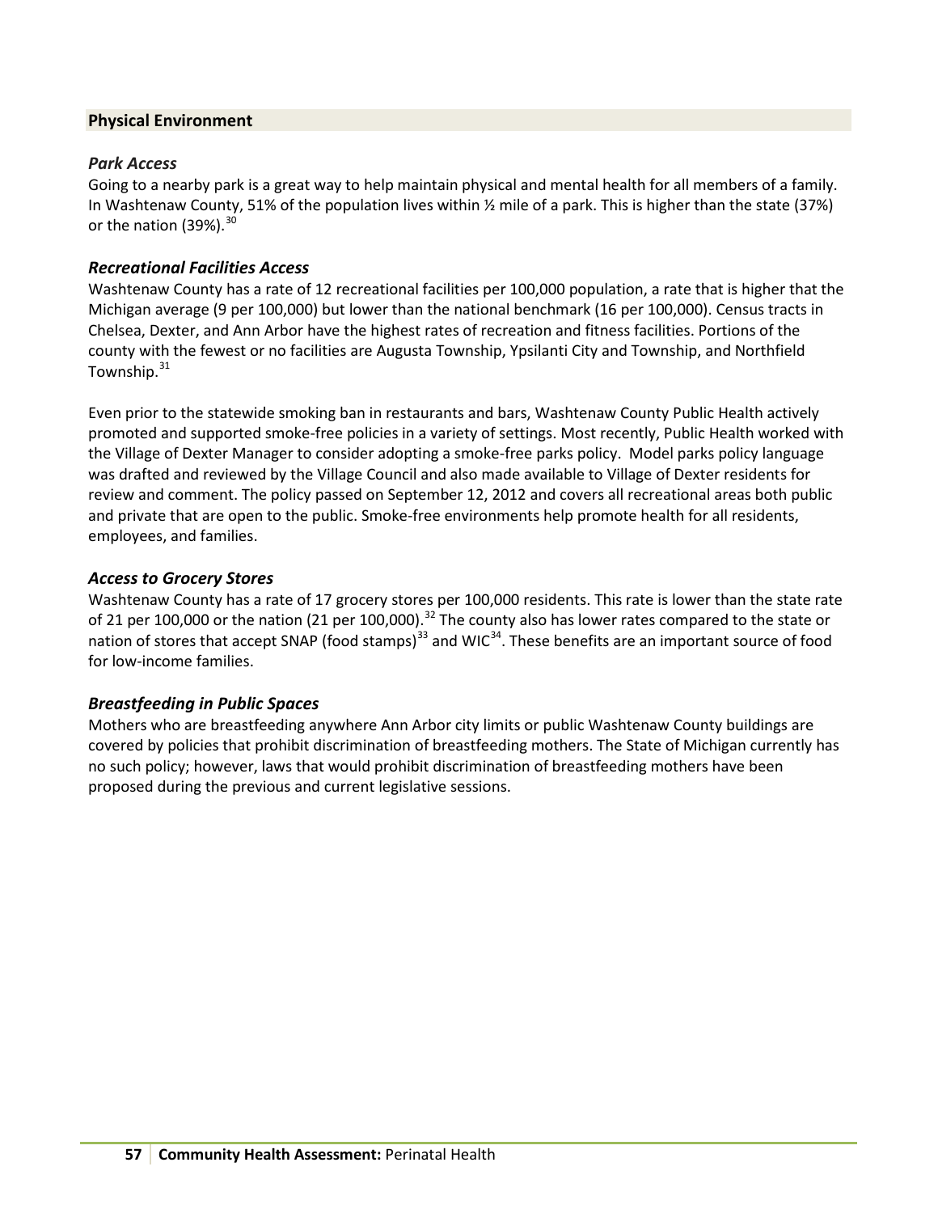## Physical Environment

### *Park Access*

Going to a nearby park is a great way to help maintain physical and mental health for all members of a family. In Washtenaw County, 51% of the population lives within ½ mile of a park. This is higher than the state (37%) or the nation (39%).[30]

### *Recreational Facilities Access*

Washtenaw County has a rate of 12 recreational facilities per 100,000 population, a rate that is higher that the Michigan average (9 per 100,000) but lower than the national benchmark (16 per 100,000). Census tracts in Chelsea, Dexter, and Ann Arbor have the highest rates of recreation and fitness facilities. Portions of the county with the fewest or no facilities are Augusta Township, Ypsilanti City and Township, and Northfield Township.[31]

Even prior to the statewide smoking ban in restaurants and bars, Washtenaw County Public Health actively promoted and supported smoke-free policies in a variety of settings. Most recently, Public Health worked with the Village of Dexter Manager to consider adopting a smoke-free parks policy. Model parks policy language was drafted and reviewed by the Village Council and also made available to Village of Dexter residents for review and comment. The policy passed on September 12, 2012 and covers all recreational areas both public and private that are open to the public. Smoke-free environments help promote health for all residents, employees, and families.

### *Access to Grocery Stores*

Washtenaw County has a rate of 17 grocery stores per 100,000 residents. This rate is lower than the state rate of 21 per 100,000 or the nation (21 per 100,000).[32] The county also has lower rates compared to the state or nation of stores that accept SNAP (food stamps)[33] and WIC[34]. These benefits are an important source of food for low-income families.

### *Breastfeeding in Public Spaces*

Mothers who are breastfeeding anywhere Ann Arbor city limits or public Washtenaw County buildings are covered by policies that prohibit discrimination of breastfeeding mothers. The State of Michigan currently has no such policy; however, laws that would prohibit discrimination of breastfeeding mothers have been proposed during the previous and current legislative sessions.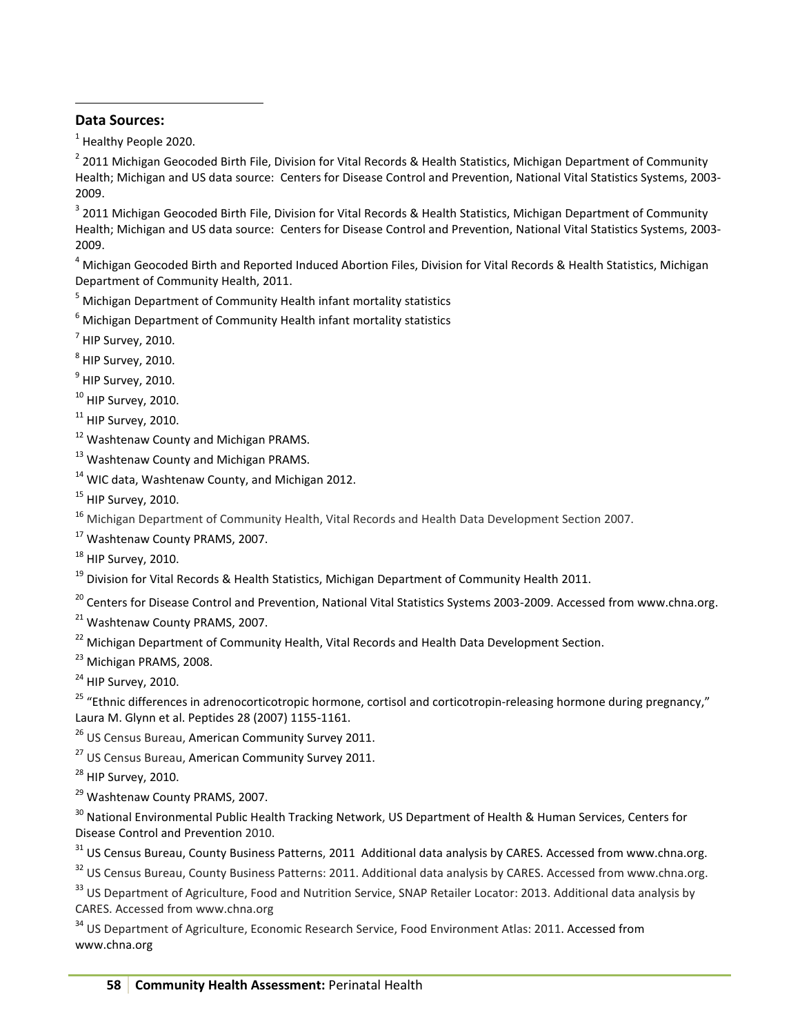**Data Sources:**

[1] Healthy People 2020.

[2] 2011 Michigan Geocoded Birth File, Division for Vital Records & Health Statistics, Michigan Department of Community Health; Michigan and US data source: Centers for Disease Control and Prevention, National Vital Statistics Systems, 2003-2009.

[3] 2011 Michigan Geocoded Birth File, Division for Vital Records & Health Statistics, Michigan Department of Community Health; Michigan and US data source: Centers for Disease Control and Prevention, National Vital Statistics Systems, 2003-2009.

[4] Michigan Geocoded Birth and Reported Induced Abortion Files, Division for Vital Records & Health Statistics, Michigan Department of Community Health, 2011.

[5] Michigan Department of Community Health infant mortality statistics

[6] Michigan Department of Community Health infant mortality statistics

[7] HIP Survey, 2010.

[8] HIP Survey, 2010.

[9] HIP Survey, 2010.

[10] HIP Survey, 2010.

[11] HIP Survey, 2010.

[12] Washtenaw County and Michigan PRAMS.

[13] Washtenaw County and Michigan PRAMS.

[14] WIC data, Washtenaw County, and Michigan 2012.

[15] HIP Survey, 2010.

[16] Michigan Department of Community Health, Vital Records and Health Data Development Section 2007.

[17] Washtenaw County PRAMS, 2007.

[18] HIP Survey, 2010.

[19] Division for Vital Records & Health Statistics, Michigan Department of Community Health 2011.

[20] Centers for Disease Control and Prevention, National Vital Statistics Systems 2003-2009. Accessed from www.chna.org.

[21] Washtenaw County PRAMS, 2007.

[22] Michigan Department of Community Health, Vital Records and Health Data Development Section.

[23] Michigan PRAMS, 2008.

[24] HIP Survey, 2010.

[25] "Ethnic differences in adrenocorticotropic hormone, cortisol and corticotropin-releasing hormone during pregnancy," Laura M. Glynn et al. Peptides 28 (2007) 1155-1161.

[26] US Census Bureau, American Community Survey 2011.

[27] US Census Bureau, American Community Survey 2011.

[28] HIP Survey, 2010.

[29] Washtenaw County PRAMS, 2007.

[30] National Environmental Public Health Tracking Network, US Department of Health & Human Services, Centers for Disease Control and Prevention 2010.

[31] US Census Bureau, County Business Patterns, 2011 Additional data analysis by CARES. Accessed from www.chna.org.

[32] US Census Bureau, County Business Patterns: 2011. Additional data analysis by CARES. Accessed from www.chna.org.

[33] US Department of Agriculture, Food and Nutrition Service, SNAP Retailer Locator: 2013. Additional data analysis by CARES. Accessed from www.chna.org

[34] US Department of Agriculture, Economic Research Service, Food Environment Atlas: 2011. Accessed from www.chna.org